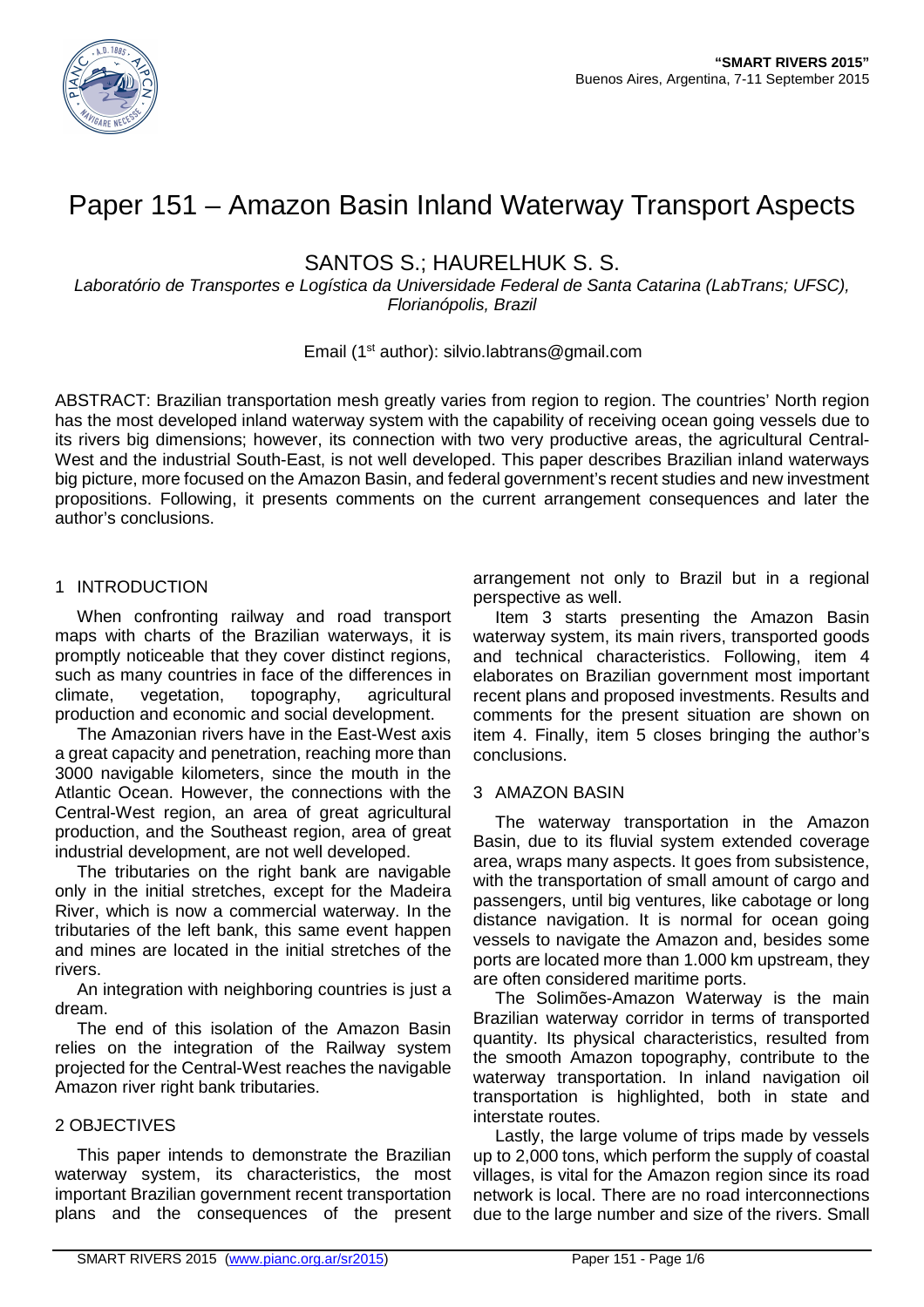# Paper 151 – Amazon Basin Inland Waterway Transport Aspects

SANTOS S.; HAURELHUK S. S.

*Laboratório de Transportes e Logística da Universidade Federal de Santa Catarina (LabTrans; UFSC), Florianópolis, Brazil*

Email (1st author): silvio.labtrans@gmail.com

ABSTRACT: Brazilian transportation mesh greatly varies from region to region. The countries' North region has the most developed inland waterway system with the capability of receiving ocean going vessels due to its rivers big dimensions; however, its connection with two very productive areas, the agricultural Central-West and the industrial South-East, is not well developed. This paper describes Brazilian inland waterways big picture, more focused on the Amazon Basin, and federal government's recent studies and new investment propositions. Following, it presents comments on the current arrangement consequences and later the author's conclusions.

## 1 INTRODUCTION

When confronting railway and road transport maps with charts of the Brazilian waterways, it is promptly noticeable that they cover distinct regions, such as many countries in face of the differences in climate, vegetation, topography, agricultural production and economic and social development.

The Amazonian rivers have in the East-West axis a great capacity and penetration, reaching more than 3000 navigable kilometers, since the mouth in the Atlantic Ocean. However, the connections with the Central-West region, an area of great agricultural production, and the Southeast region, area of great industrial development, are not well developed.

The tributaries on the right bank are navigable only in the initial stretches, except for the Madeira River, which is now a commercial waterway. In the tributaries of the left bank, this same event happen and mines are located in the initial stretches of the rivers.

An integration with neighboring countries is just a dream.

The end of this isolation of the Amazon Basin relies on the integration of the Railway system projected for the Central-West reaches the navigable Amazon river right bank tributaries.

## 2 OBJECTIVES

This paper intends to demonstrate the Brazilian waterway system, its characteristics, the most important Brazilian government recent transportation plans and the consequences of the present arrangement not only to Brazil but in a regional perspective as well.

Item 3 starts presenting the Amazon Basin waterway system, its main rivers, transported goods and technical characteristics. Following, item 4 elaborates on Brazilian government most important recent plans and proposed investments. Results and comments for the present situation are shown on item 4. Finally, item 5 closes bringing the author's conclusions.

## 3 AMAZON BASIN

The waterway transportation in the Amazon Basin, due to its fluvial system extended coverage area, wraps many aspects. It goes from subsistence, with the transportation of small amount of cargo and passengers, until big ventures, like cabotage or long distance navigation. It is normal for ocean going vessels to navigate the Amazon and, besides some ports are located more than 1.000 km upstream, they are often considered maritime ports.

The Solimões-Amazon Waterway is the main Brazilian waterway corridor in terms of transported quantity. Its physical characteristics, resulted from the smooth Amazon topography, contribute to the waterway transportation. In inland navigation oil transportation is highlighted, both in state and interstate routes.

Lastly, the large volume of trips made by vessels up to 2,000 tons, which perform the supply of coastal villages, is vital for the Amazon region since its road network is local. There are no road interconnections due to the large number and size of the rivers. Small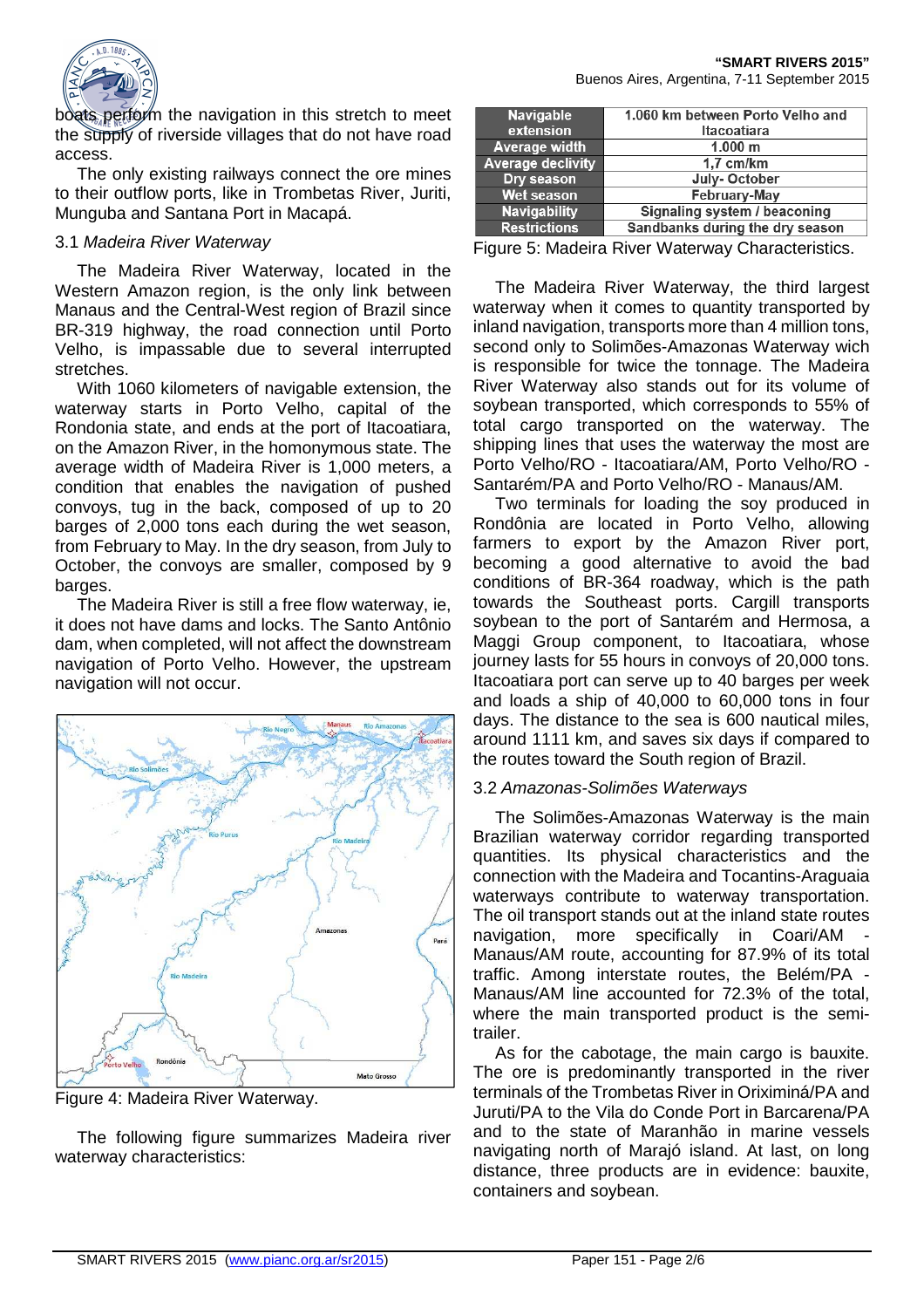boats perform the navigation in this stretch to meet the supply of riverside villages that do not have road access.

The only existing railways connect the ore mines to their outflow ports, like in Trombetas River, Juriti, Munguba and Santana Port in Macapá.

### 3.1 *Madeira River Waterway*

The Madeira River Waterway, located in the Western Amazon region, is the only link between Manaus and the Central-West region of Brazil since BR-319 highway, the road connection until Porto Velho, is impassable due to several interrupted stretches.

With 1060 kilometers of navigable extension, the waterway starts in Porto Velho, capital of the Rondonia state, and ends at the port of Itacoatiara, on the Amazon River, in the homonymous state. The average width of Madeira River is 1,000 meters, a condition that enables the navigation of pushed convoys, tug in the back, composed of up to 20 barges of 2,000 tons each during the wet season, from February to May. In the dry season, from July to October, the convoys are smaller, composed by 9 barges.

The Madeira River is still a free flow waterway, ie, it does not have dams and locks. The Santo Antônio dam, when completed, will not affect the downstream navigation of Porto Velho. However, the upstream navigation will not occur.

Figure 4: Madeira River Waterway.

The following figure summarizes Madeira river waterway characteristics:

| | |
|---|---|
| **Navigable extension** | 1.060 km between Porto Velho and Itacoatiara |
| **Average width** | 1.000 m |
| **Average declivity** | 1,7 cm/km |
| **Dry season** | July- October |
| **Wet season** | February-May |
| **Navigability** | Signaling system / beaconing |
| **Restrictions** | Sandbanks during the dry season |

Figure 5: Madeira River Waterway Characteristics.

The Madeira River Waterway, the third largest waterway when it comes to quantity transported by inland navigation, transports more than 4 million tons, second only to Solimões-Amazonas Waterway wich is responsible for twice the tonnage. The Madeira River Waterway also stands out for its volume of soybean transported, which corresponds to 55% of total cargo transported on the waterway. The shipping lines that uses the waterway the most are Porto Velho/RO - Itacoatiara/AM, Porto Velho/RO - Santarém/PA and Porto Velho/RO - Manaus/AM.

Two terminals for loading the soy produced in Rondônia are located in Porto Velho, allowing farmers to export by the Amazon River port, becoming a good alternative to avoid the bad conditions of BR-364 roadway, which is the path towards the Southeast ports. Cargill transports soybean to the port of Santarém and Hermosa, a Maggi Group component, to Itacoatiara, whose journey lasts for 55 hours in convoys of 20,000 tons. Itacoatiara port can serve up to 40 barges per week and loads a ship of 40,000 to 60,000 tons in four days. The distance to the sea is 600 nautical miles, around 1111 km, and saves six days if compared to the routes toward the South region of Brazil.

### 3.2 *Amazonas-Solimões Waterways*

The Solimões-Amazonas Waterway is the main Brazilian waterway corridor regarding transported quantities. Its physical characteristics and the connection with the Madeira and Tocantins-Araguaia waterways contribute to waterway transportation. The oil transport stands out at the inland state routes navigation, more specifically in Coari/AM - Manaus/AM route, accounting for 87.9% of its total traffic. Among interstate routes, the Belém/PA - Manaus/AM line accounted for 72.3% of the total, where the main transported product is the semi-trailer.

As for the cabotage, the main cargo is bauxite. The ore is predominantly transported in the river terminals of the Trombetas River in Oriximiná/PA and Juruti/PA to the Vila do Conde Port in Barcarena/PA and to the state of Maranhão in marine vessels navigating north of Marajó island. At last, on long distance, three products are in evidence: bauxite, containers and soybean.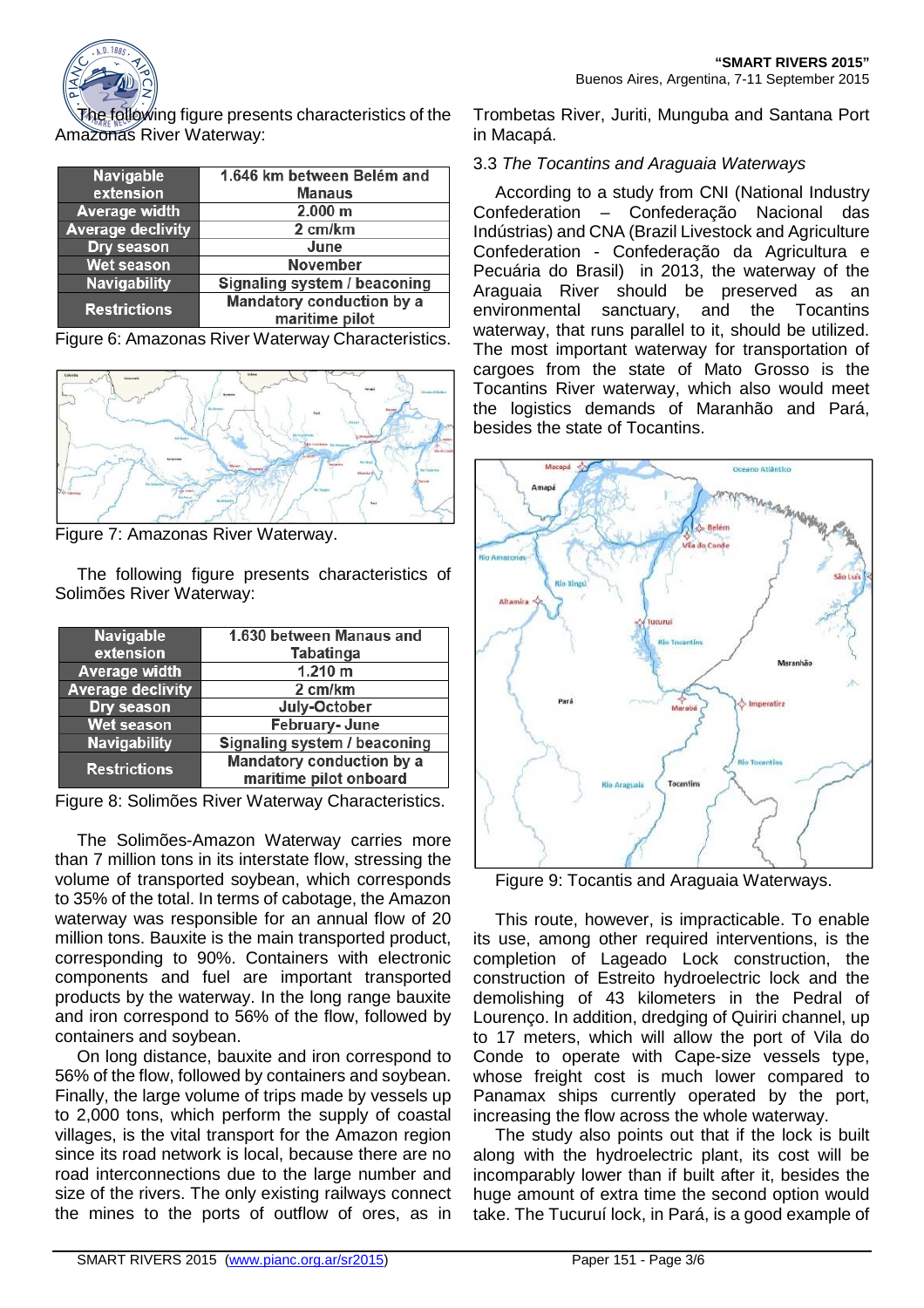The following figure presents characteristics of the Amazonas River Waterway:

| Navigable extension | 1.646 km between Belém and Manaus |
|---|---|
| Average width | 2.000 m |
| Average declivity | 2 cm/km |
| Dry season | June |
| Wet season | November |
| Navigability | Signaling system / beaconing |
| Restrictions | Mandatory conduction by a maritime pilot |

Figure 6: Amazonas River Waterway Characteristics.

Figure 7: Amazonas River Waterway.

The following figure presents characteristics of Solimões River Waterway:

| Navigable extension | 1.630 between Manaus and Tabatinga |
|---|---|
| Average width | 1.210 m |
| Average declivity | 2 cm/km |
| Dry season | July-October |
| Wet season | February- June |
| Navigability | Signaling system / beaconing |
| Restrictions | Mandatory conduction by a maritime pilot onboard |

Figure 8: Solimões River Waterway Characteristics.

The Solimões-Amazon Waterway carries more than 7 million tons in its interstate flow, stressing the volume of transported soybean, which corresponds to 35% of the total. In terms of cabotage, the Amazon waterway was responsible for an annual flow of 20 million tons. Bauxite is the main transported product, corresponding to 90%. Containers with electronic components and fuel are important transported products by the waterway. In the long range bauxite and iron correspond to 56% of the flow, followed by containers and soybean.

On long distance, bauxite and iron correspond to 56% of the flow, followed by containers and soybean. Finally, the large volume of trips made by vessels up to 2,000 tons, which perform the supply of coastal villages, is the vital transport for the Amazon region since its road network is local, because there are no road interconnections due to the large number and size of the rivers. The only existing railways connect the mines to the ports of outflow of ores, as in Trombetas River, Juriti, Munguba and Santana Port in Macapá.

### 3.3 *The Tocantins and Araguaia Waterways*

According to a study from CNI (National Industry Confederation – Confederação Nacional das Indústrias) and CNA (Brazil Livestock and Agriculture Confederation - Confederação da Agricultura e Pecuária do Brasil) in 2013, the waterway of the Araguaia River should be preserved as an environmental sanctuary, and the Tocantins waterway, that runs parallel to it, should be utilized. The most important waterway for transportation of cargoes from the state of Mato Grosso is the Tocantins River waterway, which also would meet the logistics demands of Maranhão and Pará, besides the state of Tocantins.

Figure 9: Tocantis and Araguaia Waterways.

This route, however, is impracticable. To enable its use, among other required interventions, is the completion of Lageado Lock construction, the construction of Estreito hydroelectric lock and the demolishing of 43 kilometers in the Pedral of Lourenço. In addition, dredging of Quiriri channel, up to 17 meters, which will allow the port of Vila do Conde to operate with Cape-size vessels type, whose freight cost is much lower compared to Panamax ships currently operated by the port, increasing the flow across the whole waterway.

The study also points out that if the lock is built along with the hydroelectric plant, its cost will be incomparably lower than if built after it, besides the huge amount of extra time the second option would take. The Tucuruí lock, in Pará, is a good example of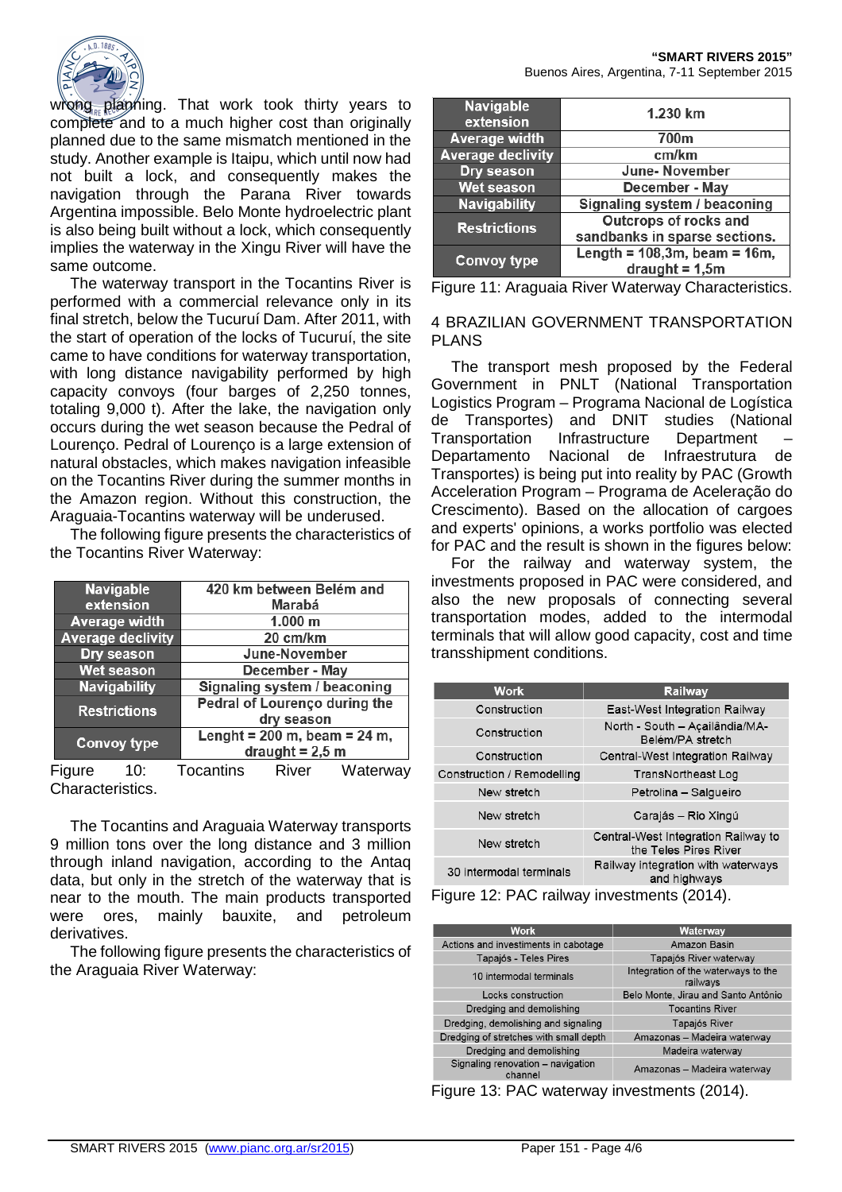wrong planning. That work took thirty years to complete and to a much higher cost than originally planned due to the same mismatch mentioned in the study. Another example is Itaipu, which until now had not built a lock, and consequently makes the navigation through the Parana River towards Argentina impossible. Belo Monte hydroelectric plant is also being built without a lock, which consequently implies the waterway in the Xingu River will have the same outcome.

The waterway transport in the Tocantins River is performed with a commercial relevance only in its final stretch, below the Tucuruí Dam. After 2011, with the start of operation of the locks of Tucuruí, the site came to have conditions for waterway transportation, with long distance navigability performed by high capacity convoys (four barges of 2,250 tonnes, totaling 9,000 t). After the lake, the navigation only occurs during the wet season because the Pedral of Lourenço. Pedral of Lourenço is a large extension of natural obstacles, which makes navigation infeasible on the Tocantins River during the summer months in the Amazon region. Without this construction, the Araguaia-Tocantins waterway will be underused.

The following figure presents the characteristics of the Tocantins River Waterway:

| Navigable extension | 420 km between Belém and Marabá |
|---|---|
| Average width | 1.000 m |
| Average declivity | 20 cm/km |
| Dry season | June-November |
| Wet season | December - May |
| Navigability | Signaling system / beaconing |
| Restrictions | Pedral of Lourenço during the dry season |
| Convoy type | Lenght = 200 m, beam = 24 m, draught = 2,5 m |

Figure 10: Tocantins River Waterway Characteristics.

The Tocantins and Araguaia Waterway transports 9 million tons over the long distance and 3 million through inland navigation, according to the Antaq data, but only in the stretch of the waterway that is near to the mouth. The main products transported were ores, mainly bauxite, and petroleum derivatives.

The following figure presents the characteristics of the Araguaia River Waterway:

| Navigable extension | 1.230 km |
|---|---|
| Average width | 700m |
| Average declivity | cm/km |
| Dry season | June- November |
| Wet season | December - May |
| Navigability | Signaling system / beaconing |
| Restrictions | Outcrops of rocks and sandbanks in sparse sections. |
| Convoy type | Length = 108,3m, beam = 16m, draught = 1,5m |

Figure 11: Araguaia River Waterway Characteristics.

## 4 BRAZILIAN GOVERNMENT TRANSPORTATION PLANS

The transport mesh proposed by the Federal Government in PNLT (National Transportation Logistics Program – Programa Nacional de Logística de Transportes) and DNIT studies (National Transportation Infrastructure Department – Departamento Nacional de Infraestrutura de Transportes) is being put into reality by PAC (Growth Acceleration Program – Programa de Aceleração do Crescimento). Based on the allocation of cargoes and experts' opinions, a works portfolio was elected for PAC and the result is shown in the figures below:

For the railway and waterway system, the investments proposed in PAC were considered, and also the new proposals of connecting several transportation modes, added to the intermodal terminals that will allow good capacity, cost and time transshipment conditions.

| Work | Railway |
|---|---|
| Construction | East-West Integration Railway |
| Construction | North - South – Açailândia/MA-Belém/PA stretch |
| Construction | Central-West Integration Railway |
| Construction / Remodelling | TransNortheast Log |
| New stretch | Petrolina – Salgueiro |
| New stretch | Carajás – Rio Xingú |
| New stretch | Central-West Integration Railway to the Teles Pires River |
| 30 intermodal terminals | Railway integration with waterways and highways |

Figure 12: PAC railway investments (2014).

| Work | Waterway |
|---|---|
| Actions and investments in cabotage | Amazon Basin |
| Tapajós - Teles Pires | Tapajós River waterway |
| 10 intermodal terminals | Integration of the waterways to the railways |
| Locks construction | Belo Monte, Jirau and Santo Antônio |
| Dredging and demolishing | Tocantins River |
| Dredging, demolishing and signaling | Tapajós River |
| Dredging of stretches with small depth | Amazonas – Madeira waterway |
| Dredging and demolishing | Madeira waterway |
| Signaling renovation – navigation channel | Amazonas – Madeira waterway |

Figure 13: PAC waterway investments (2014).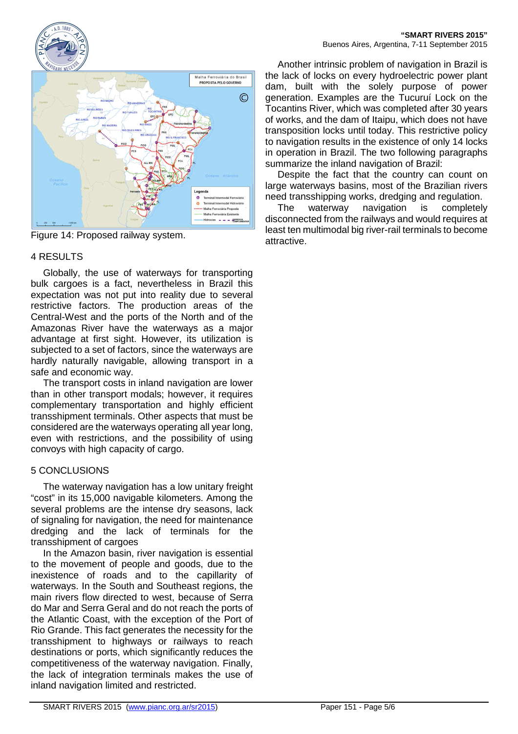Figure 14: Proposed railway system.

## 4 RESULTS

Globally, the use of waterways for transporting bulk cargoes is a fact, nevertheless in Brazil this expectation was not put into reality due to several restrictive factors. The production areas of the Central-West and the ports of the North and of the Amazonas River have the waterways as a major advantage at first sight. However, its utilization is subjected to a set of factors, since the waterways are hardly naturally navigable, allowing transport in a safe and economic way.

The transport costs in inland navigation are lower than in other transport modals; however, it requires complementary transportation and highly efficient transshipment terminals. Other aspects that must be considered are the waterways operating all year long, even with restrictions, and the possibility of using convoys with high capacity of cargo.

## 5 CONCLUSIONS

The waterway navigation has a low unitary freight "cost" in its 15,000 navigable kilometers. Among the several problems are the intense dry seasons, lack of signaling for navigation, the need for maintenance dredging and the lack of terminals for the transshipment of cargoes

In the Amazon basin, river navigation is essential to the movement of people and goods, due to the inexistence of roads and to the capillarity of waterways. In the South and Southeast regions, the main rivers flow directed to west, because of Serra do Mar and Serra Geral and do not reach the ports of the Atlantic Coast, with the exception of the Port of Rio Grande. This fact generates the necessity for the transshipment to highways or railways to reach destinations or ports, which significantly reduces the competitiveness of the waterway navigation. Finally, the lack of integration terminals makes the use of inland navigation limited and restricted.

Another intrinsic problem of navigation in Brazil is the lack of locks on every hydroelectric power plant dam, built with the solely purpose of power generation. Examples are the Tucuruí Lock on the Tocantins River, which was completed after 30 years of works, and the dam of Itaipu, which does not have transposition locks until today. This restrictive policy to navigation results in the existence of only 14 locks in operation in Brazil. The two following paragraphs summarize the inland navigation of Brazil:

Despite the fact that the country can count on large waterways basins, most of the Brazilian rivers need transshipping works, dredging and regulation.

The waterway navigation is completely disconnected from the railways and would requires at least ten multimodal big river-rail terminals to become attractive.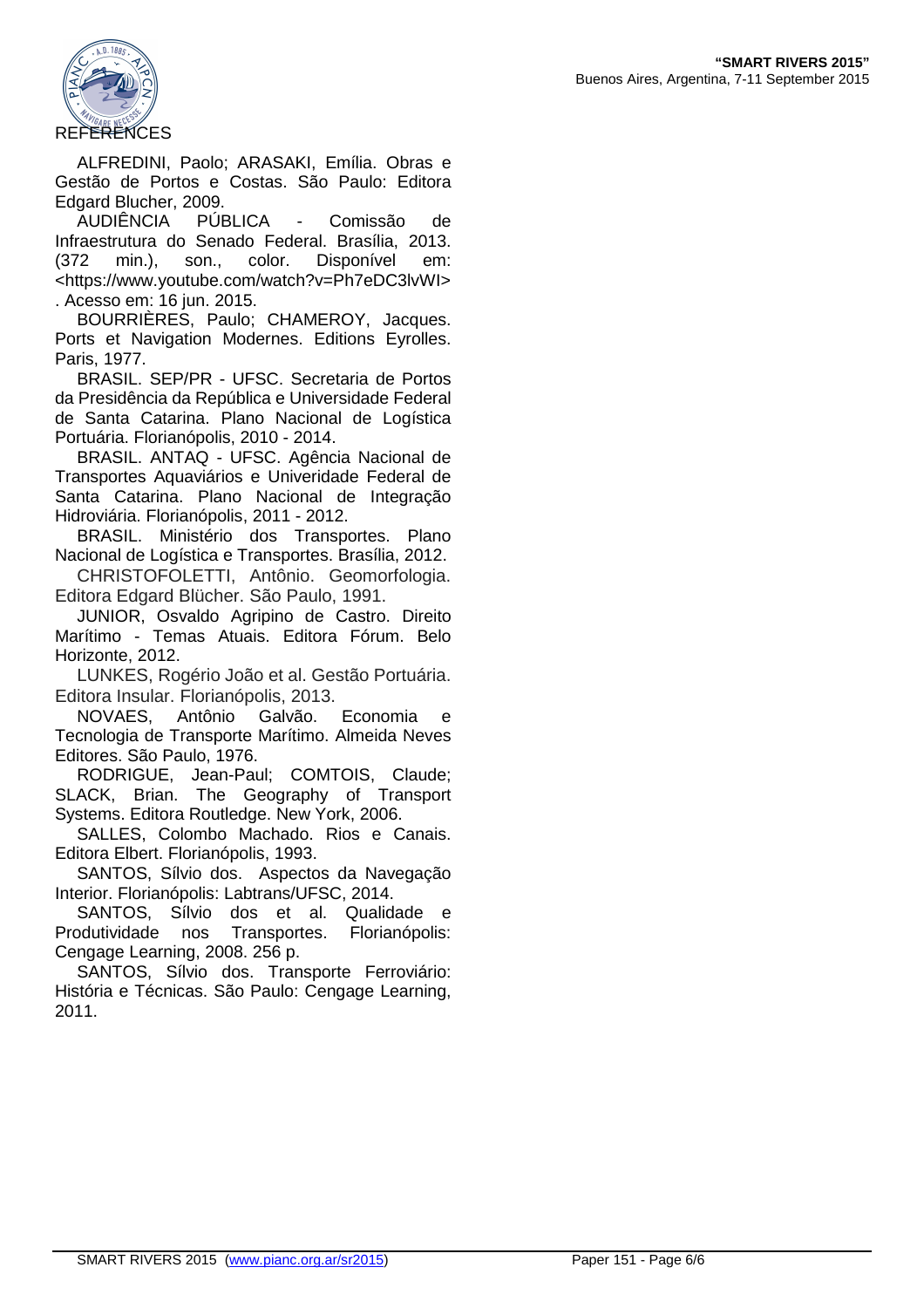## REFERENCES

ALFREDINI, Paolo; ARASAKI, Emília. Obras e Gestão de Portos e Costas. São Paulo: Editora Edgard Blucher, 2009.

AUDIÊNCIA PÚBLICA - Comissão de Infraestrutura do Senado Federal. Brasília, 2013. (372 min.), son., color. Disponível em: <https://www.youtube.com/watch?v=Ph7eDC3lvWI>. Acesso em: 16 jun. 2015.

BOURRIÈRES, Paulo; CHAMEROY, Jacques. Ports et Navigation Modernes. Editions Eyrolles. Paris, 1977.

BRASIL. SEP/PR - UFSC. Secretaria de Portos da Presidência da República e Universidade Federal de Santa Catarina. Plano Nacional de Logística Portuária. Florianópolis, 2010 - 2014.

BRASIL. ANTAQ - UFSC. Agência Nacional de Transportes Aquaviários e Univeridade Federal de Santa Catarina. Plano Nacional de Integração Hidroviária. Florianópolis, 2011 - 2012.

BRASIL. Ministério dos Transportes. Plano Nacional de Logística e Transportes. Brasília, 2012.

CHRISTOFOLETTI, Antônio. Geomorfologia. Editora Edgard Blücher. São Paulo, 1991.

JUNIOR, Osvaldo Agripino de Castro. Direito Marítimo - Temas Atuais. Editora Fórum. Belo Horizonte, 2012.

LUNKES, Rogério João et al. Gestão Portuária. Editora Insular. Florianópolis, 2013.

NOVAES, Antônio Galvão. Economia e Tecnologia de Transporte Marítimo. Almeida Neves Editores. São Paulo, 1976.

RODRIGUE, Jean-Paul; COMTOIS, Claude; SLACK, Brian. The Geography of Transport Systems. Editora Routledge. New York, 2006.

SALLES, Colombo Machado. Rios e Canais. Editora Elbert. Florianópolis, 1993.

SANTOS, Sílvio dos. Aspectos da Navegação Interior. Florianópolis: Labtrans/UFSC, 2014.

SANTOS, Sílvio dos et al. Qualidade e Produtividade nos Transportes. Florianópolis: Cengage Learning, 2008. 256 p.

SANTOS, Sílvio dos. Transporte Ferroviário: História e Técnicas. São Paulo: Cengage Learning, 2011.